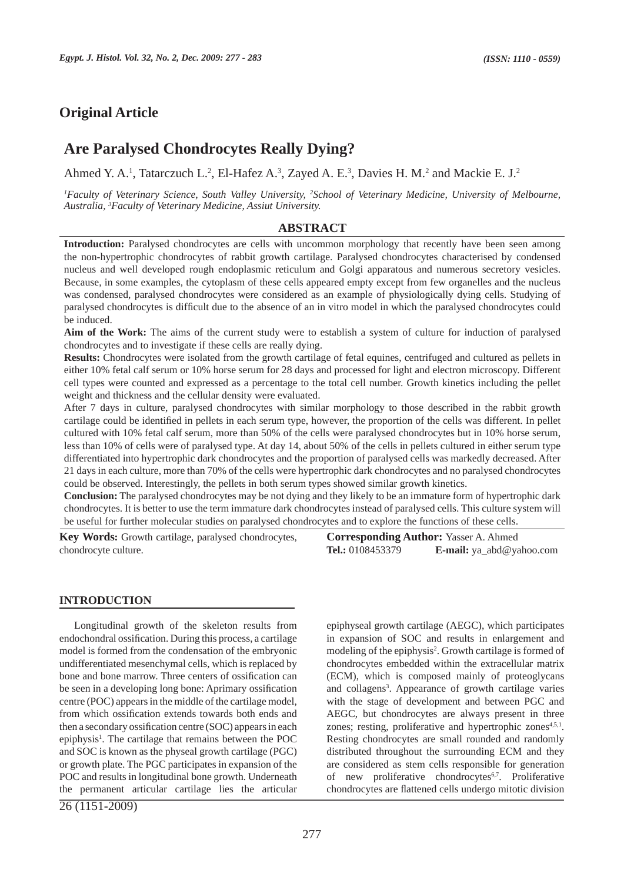## Original Article

# Are Paralysed Chondrocytes Really Dying?

Ahmed Y. A.[1], Tatarczuch L.[2], El-Hafez A.[3], Zayed A. E.[3], Davies H. M.[2] and Mackie E. J.[2]

*[1]Faculty of Veterinary Science, South Valley University, [2]School of Veterinary Medicine, University of Melbourne, Australia, [3]Faculty of Veterinary Medicine, Assiut University.*

## ABSTRACT

**Introduction:** Paralysed chondrocytes are cells with uncommon morphology that recently have been seen among the non-hypertrophic chondrocytes of rabbit growth cartilage. Paralysed chondrocytes characterised by condensed nucleus and well developed rough endoplasmic reticulum and Golgi apparatous and numerous secretory vesicles. Because, in some examples, the cytoplasm of these cells appeared empty except from few organelles and the nucleus was condensed, paralysed chondrocytes were considered as an example of physiologically dying cells. Studying of paralysed chondrocytes is difficult due to the absence of an in vitro model in which the paralysed chondrocytes could be induced.

**Aim of the Work:** The aims of the current study were to establish a system of culture for induction of paralysed chondrocytes and to investigate if these cells are really dying.

**Results:** Chondrocytes were isolated from the growth cartilage of fetal equines, centrifuged and cultured as pellets in either 10% fetal calf serum or 10% horse serum for 28 days and processed for light and electron microscopy. Different cell types were counted and expressed as a percentage to the total cell number. Growth kinetics including the pellet weight and thickness and the cellular density were evaluated.

After 7 days in culture, paralysed chondrocytes with similar morphology to those described in the rabbit growth cartilage could be identified in pellets in each serum type, however, the proportion of the cells was different. In pellet cultured with 10% fetal calf serum, more than 50% of the cells were paralysed chondrocytes but in 10% horse serum, less than 10% of cells were of paralysed type. At day 14, about 50% of the cells in pellets cultured in either serum type differentiated into hypertrophic dark chondrocytes and the proportion of paralysed cells was markedly decreased. After 21 days in each culture, more than 70% of the cells were hypertrophic dark chondrocytes and no paralysed chondrocytes could be observed. Interestingly, the pellets in both serum types showed similar growth kinetics.

**Conclusion:** The paralysed chondrocytes may be not dying and they likely to be an immature form of hypertrophic dark chondrocytes. It is better to use the term immature dark chondrocytes instead of paralysed cells. This culture system will be useful for further molecular studies on paralysed chondrocytes and to explore the functions of these cells.

**Key Words:** Growth cartilage, paralysed chondrocytes, chondrocyte culture.

**Corresponding Author:** Yasser A. Ahmed
**Tel.:** 0108453379 **E-mail:** ya_abd@yahoo.com

## INTRODUCTION

Longitudinal growth of the skeleton results from endochondral ossification. During this process, a cartilage model is formed from the condensation of the embryonic undifferentiated mesenchymal cells, which is replaced by bone and bone marrow. Three centers of ossification can be seen in a developing long bone: Aprimary ossification centre (POC) appears in the middle of the cartilage model, from which ossification extends towards both ends and then a secondary ossification centre (SOC) appears in each epiphysis[1]. The cartilage that remains between the POC and SOC is known as the physeal growth cartilage (PGC) or growth plate. The PGC participates in expansion of the POC and results in longitudinal bone growth. Underneath the permanent articular cartilage lies the articular epiphyseal growth cartilage (AEGC), which participates in expansion of SOC and results in enlargement and modeling of the epiphysis[2]. Growth cartilage is formed of chondrocytes embedded within the extracellular matrix (ECM), which is composed mainly of proteoglycans and collagens[3]. Appearance of growth cartilage varies with the stage of development and between PGC and AEGC, but chondrocytes are always present in three zones; resting, proliferative and hypertrophic zones[4,5,1]. Resting chondrocytes are small rounded and randomly distributed throughout the surrounding ECM and they are considered as stem cells responsible for generation of new proliferative chondrocytes[6,7]. Proliferative chondrocytes are flattened cells undergo mitotic division

26 (1151-2009)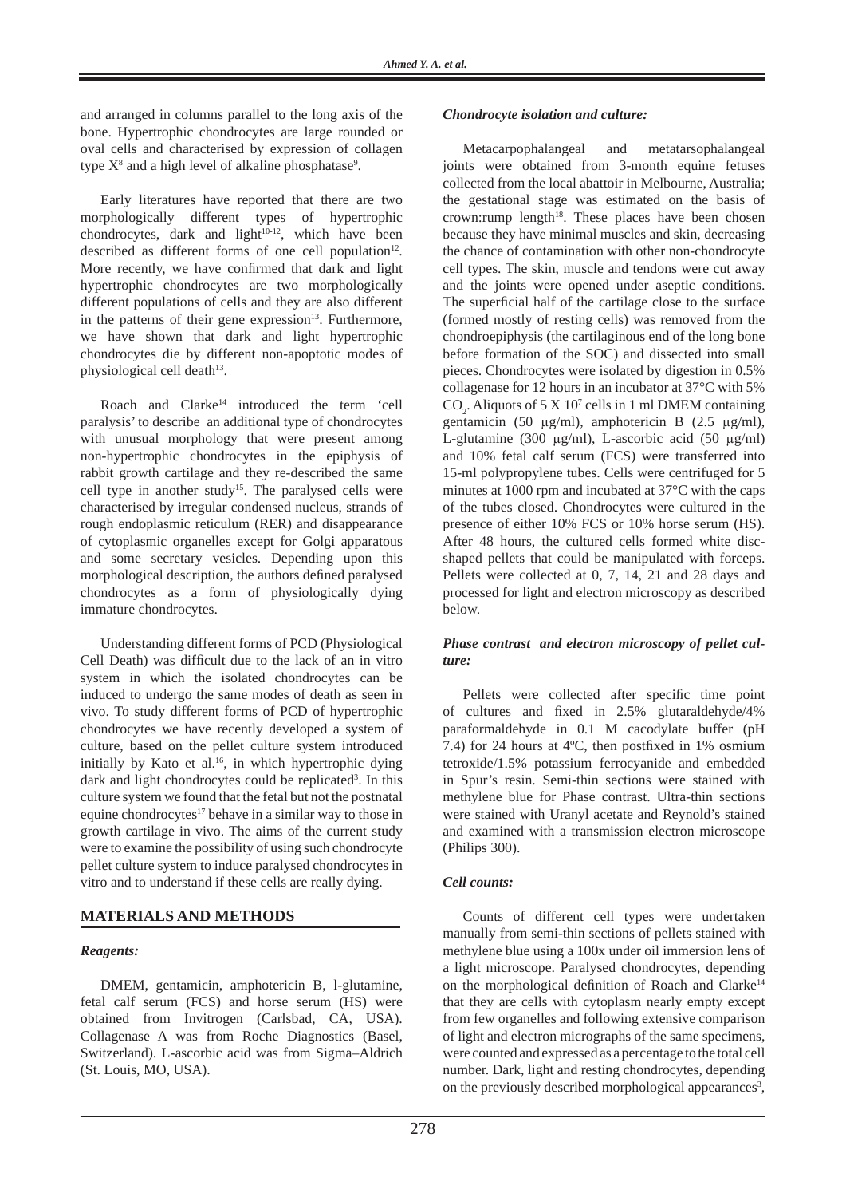and arranged in columns parallel to the long axis of the bone. Hypertrophic chondrocytes are large rounded or oval cells and characterised by expression of collagen type X[8] and a high level of alkaline phosphatase[9].

Early literatures have reported that there are two morphologically different types of hypertrophic chondrocytes, dark and light[10-12], which have been described as different forms of one cell population[12]. More recently, we have confirmed that dark and light hypertrophic chondrocytes are two morphologically different populations of cells and they are also different in the patterns of their gene expression[13]. Furthermore, we have shown that dark and light hypertrophic chondrocytes die by different non-apoptotic modes of physiological cell death[13].

Roach and Clarke[14] introduced the term 'cell paralysis' to describe an additional type of chondrocytes with unusual morphology that were present among non-hypertrophic chondrocytes in the epiphysis of rabbit growth cartilage and they re-described the same cell type in another study[15]. The paralysed cells were characterised by irregular condensed nucleus, strands of rough endoplasmic reticulum (RER) and disappearance of cytoplasmic organelles except for Golgi apparatus and some secretary vesicles. Depending upon this morphological description, the authors defined paralysed chondrocytes as a form of physiologically dying immature chondrocytes.

Understanding different forms of PCD (Physiological Cell Death) was difficult due to the lack of an in vitro system in which the isolated chondrocytes can be induced to undergo the same modes of death as seen in vivo. To study different forms of PCD of hypertrophic chondrocytes we have recently developed a system of culture, based on the pellet culture system introduced initially by Kato et al.[16], in which hypertrophic dying dark and light chondrocytes could be replicated[3]. In this culture system we found that the fetal but not the postnatal equine chondrocytes[17] behave in a similar way to those in growth cartilage in vivo. The aims of the current study were to examine the possibility of using such chondrocyte pellet culture system to induce paralysed chondrocytes in vitro and to understand if these cells are really dying.

## MATERIALS AND METHODS

### *Reagents:*

DMEM, gentamicin, amphotericin B, l-glutamine, fetal calf serum (FCS) and horse serum (HS) were obtained from Invitrogen (Carlsbad, CA, USA). Collagenase A was from Roche Diagnostics (Basel, Switzerland). L-ascorbic acid was from Sigma–Aldrich (St. Louis, MO, USA).

### *Chondrocyte isolation and culture:*

Metacarpophalangeal and metatarsophalangeal joints were obtained from 3-month equine fetuses collected from the local abattoir in Melbourne, Australia; the gestational stage was estimated on the basis of crown:rump length[18]. These places have been chosen because they have minimal muscles and skin, decreasing the chance of contamination with other non-chondrocyte cell types. The skin, muscle and tendons were cut away and the joints were opened under aseptic conditions. The superficial half of the cartilage close to the surface (formed mostly of resting cells) was removed from the chondroepiphysis (the cartilaginous end of the long bone before formation of the SOC) and dissected into small pieces. Chondrocytes were isolated by digestion in 0.5% collagenase for 12 hours in an incubator at 37°C with 5% $CO_2$. Aliquots of $5 \times 10^7$ cells in 1 ml DMEM containing gentamicin (50 µg/ml), amphotericin B (2.5 µg/ml), L-glutamine (300 µg/ml), L-ascorbic acid (50 µg/ml) and 10% fetal calf serum (FCS) were transferred into 15-ml polypropylene tubes. Cells were centrifuged for 5 minutes at 1000 rpm and incubated at 37°C with the caps of the tubes closed. Chondrocytes were cultured in the presence of either 10% FCS or 10% horse serum (HS). After 48 hours, the cultured cells formed white disc-shaped pellets that could be manipulated with forceps. Pellets were collected at 0, 7, 14, 21 and 28 days and processed for light and electron microscopy as described below.

### *Phase contrast and electron microscopy of pellet culture:*

Pellets were collected after specific time point of cultures and fixed in 2.5% glutaraldehyde/4% paraformaldehyde in 0.1 M cacodylate buffer (pH 7.4) for 24 hours at 4ºC, then postfixed in 1% osmium tetroxide/1.5% potassium ferrocyanide and embedded in Spur's resin. Semi-thin sections were stained with methylene blue for Phase contrast. Ultra-thin sections were stained with Uranyl acetate and Reynold's stained and examined with a transmission electron microscope (Philips 300).

### *Cell counts:*

Counts of different cell types were undertaken manually from semi-thin sections of pellets stained with methylene blue using a 100x under oil immersion lens of a light microscope. Paralysed chondrocytes, depending on the morphological definition of Roach and Clarke[14] that they are cells with cytoplasm nearly empty except from few organelles and following extensive comparison of light and electron micrographs of the same specimens, were counted and expressed as a percentage to the total cell number. Dark, light and resting chondrocytes, depending on the previously described morphological appearances[3],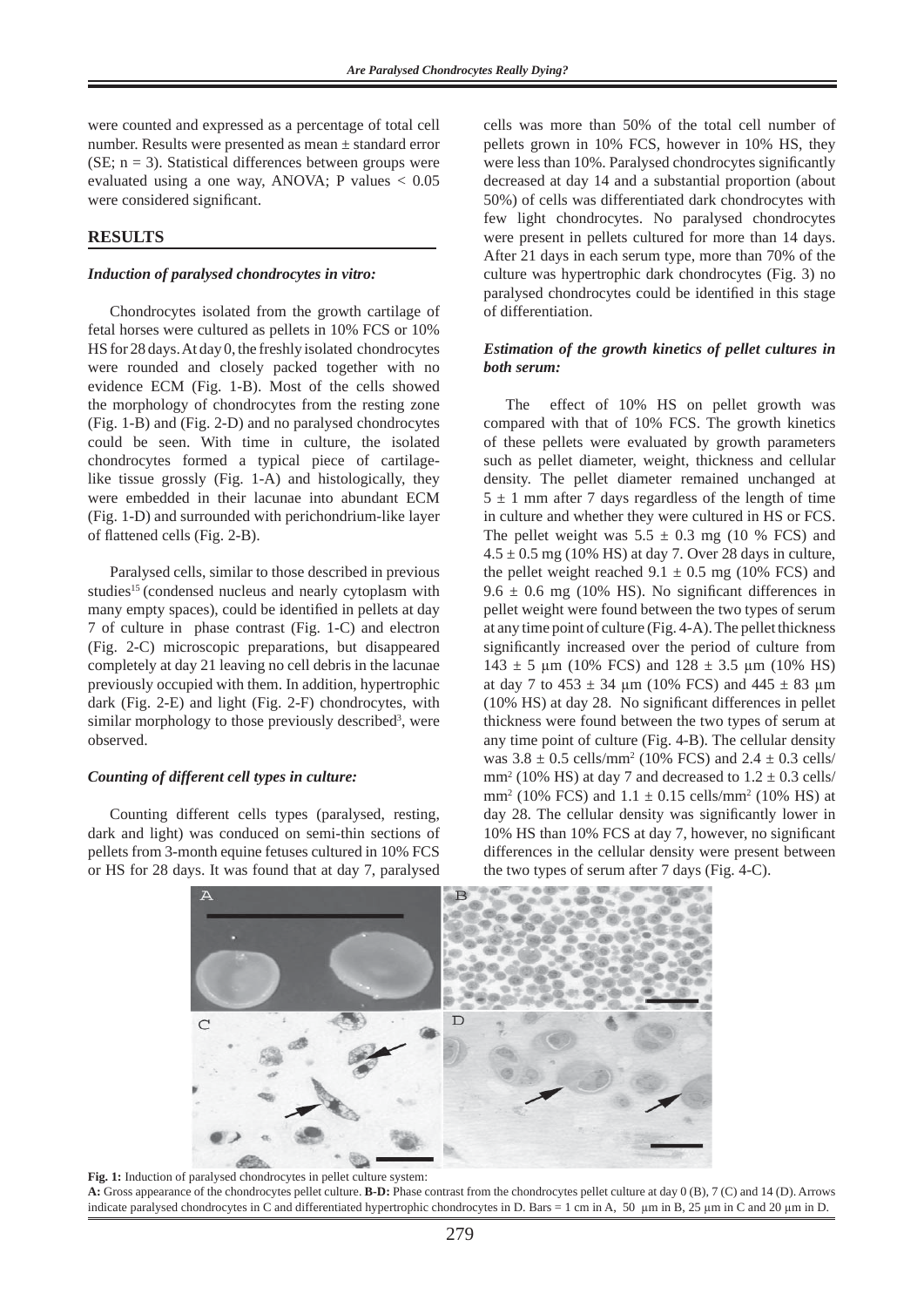were counted and expressed as a percentage of total cell number. Results were presented as mean ± standard error (SE; n = 3). Statistical differences between groups were evaluated using a one way, ANOVA; P values < 0.05 were considered significant.

## RESULTS

### *Induction of paralysed chondrocytes in vitro:*

Chondrocytes isolated from the growth cartilage of fetal horses were cultured as pellets in 10% FCS or 10% HS for 28 days. At day 0, the freshly isolated chondrocytes were rounded and closely packed together with no evidence ECM (Fig. 1-B). Most of the cells showed the morphology of chondrocytes from the resting zone (Fig. 1-B) and (Fig. 2-D) and no paralysed chondrocytes could be seen. With time in culture, the isolated chondrocytes formed a typical piece of cartilage-like tissue grossly (Fig. 1-A) and histologically, they were embedded in their lacunae into abundant ECM (Fig. 1-D) and surrounded with perichondrium-like layer of flattened cells (Fig. 2-B).

Paralysed cells, similar to those described in previous studies[15] (condensed nucleus and nearly cytoplasm with many empty spaces), could be identified in pellets at day 7 of culture in phase contrast (Fig. 1-C) and electron (Fig. 2-C) microscopic preparations, but disappeared completely at day 21 leaving no cell debris in the lacunae previously occupied with them. In addition, hypertrophic dark (Fig. 2-E) and light (Fig. 2-F) chondrocytes, with similar morphology to those previously described[3], were observed.

### *Counting of different cell types in culture:*

Counting different cells types (paralysed, resting, dark and light) was conduced on semi-thin sections of pellets from 3-month equine fetuses cultured in 10% FCS or HS for 28 days. It was found that at day 7, paralysed cells was more than 50% of the total cell number of pellets grown in 10% FCS, however in 10% HS, they were less than 10%. Paralysed chondrocytes significantly decreased at day 14 and a substantial proportion (about 50%) of cells was differentiated dark chondrocytes with few light chondrocytes. No paralysed chondrocytes were present in pellets cultured for more than 14 days. After 21 days in each serum type, more than 70% of the culture was hypertrophic dark chondrocytes (Fig. 3) no paralysed chondrocytes could be identified in this stage of differentiation.

### *Estimation of the growth kinetics of pellet cultures in both serum:*

The effect of 10% HS on pellet growth was compared with that of 10% FCS. The growth kinetics of these pellets were evaluated by growth parameters such as pellet diameter, weight, thickness and cellular density. The pellet diameter remained unchanged at 5 ± 1 mm after 7 days regardless of the length of time in culture and whether they were cultured in HS or FCS. The pellet weight was 5.5 ± 0.3 mg (10 % FCS) and 4.5 ± 0.5 mg (10% HS) at day 7. Over 28 days in culture, the pellet weight reached 9.1 ± 0.5 mg (10% FCS) and 9.6 ± 0.6 mg (10% HS). No significant differences in pellet weight were found between the two types of serum at any time point of culture (Fig. 4-A). The pellet thickness significantly increased over the period of culture from 143 ± 5 μm (10% FCS) and 128 ± 3.5 μm (10% HS) at day 7 to 453 ± 34 μm (10% FCS) and 445 ± 83 μm (10% HS) at day 28. No significant differences in pellet thickness were found between the two types of serum at any time point of culture (Fig. 4-B). The cellular density was 3.8 ± 0.5 cells/mm$^2$ (10% FCS) and 2.4 ± 0.3 cells/mm$^2$ (10% HS) at day 7 and decreased to 1.2 ± 0.3 cells/mm$^2$ (10% FCS) and 1.1 ± 0.15 cells/mm$^2$ (10% HS) at day 28. The cellular density was significantly lower in 10% HS than 10% FCS at day 7, however, no significant differences in the cellular density were present between the two types of serum after 7 days (Fig. 4-C).

**Fig. 1:** Induction of paralysed chondrocytes in pellet culture system:
**A:** Gross appearance of the chondrocytes pellet culture. **B-D:** Phase contrast from the chondrocytes pellet culture at day 0 (B), 7 (C) and 14 (D). Arrows indicate paralysed chondrocytes in C and differentiated hypertrophic chondrocytes in D. Bars = 1 cm in A, 50 μm in B, 25 μm in C and 20 μm in D.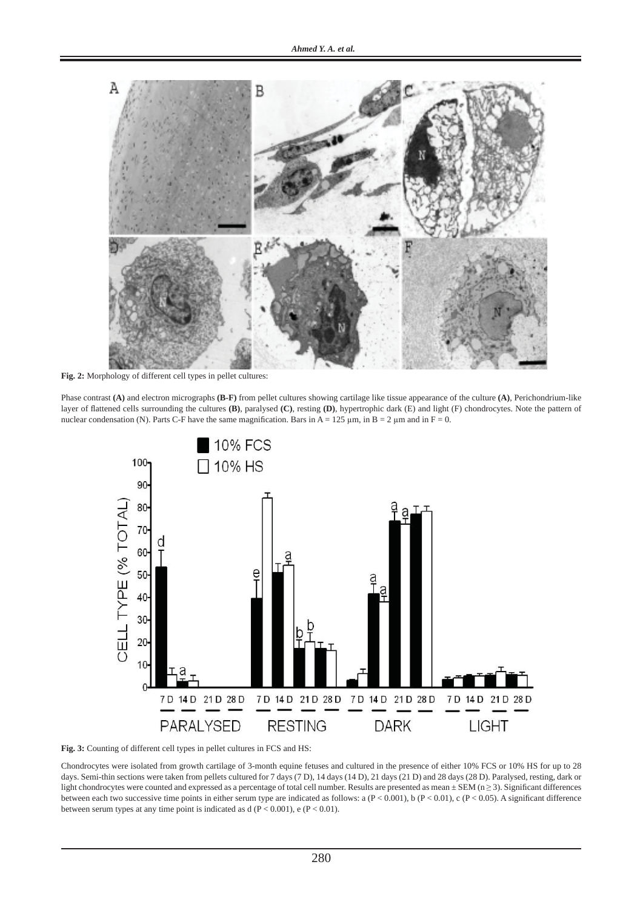**Fig. 2:** Morphology of different cell types in pellet cultures:

Phase contrast **(A)** and electron micrographs **(B-F)** from pellet cultures showing cartilage like tissue appearance of the culture **(A)**, Perichondrium-like layer of flattened cells surrounding the cultures **(B)**, paralysed **(C)**, resting **(D)**, hypertrophic dark (E) and light (F) chondrocytes. Note the pattern of nuclear condensation (N). Parts C-F have the same magnification. Bars in A = 125 µm, in B = 2 µm and in F = 0.

**Fig. 3:** Counting of different cell types in pellet cultures in FCS and HS:

Chondrocytes were isolated from growth cartilage of 3-month equine fetuses and cultured in the presence of either 10% FCS or 10% HS for up to 28 days. Semi-thin sections were taken from pellets cultured for 7 days (7 D), 14 days (14 D), 21 days (21 D) and 28 days (28 D). Paralysed, resting, dark or light chondrocytes were counted and expressed as a percentage of total cell number. Results are presented as mean ± SEM ($n \geq 3$). Significant differences between each two successive time points in either serum type are indicated as follows: a ($P < 0.001$), b ($P < 0.01$), c ($P < 0.05$). A significant difference between serum types at any time point is indicated as d ($P < 0.001$), e ($P < 0.01$).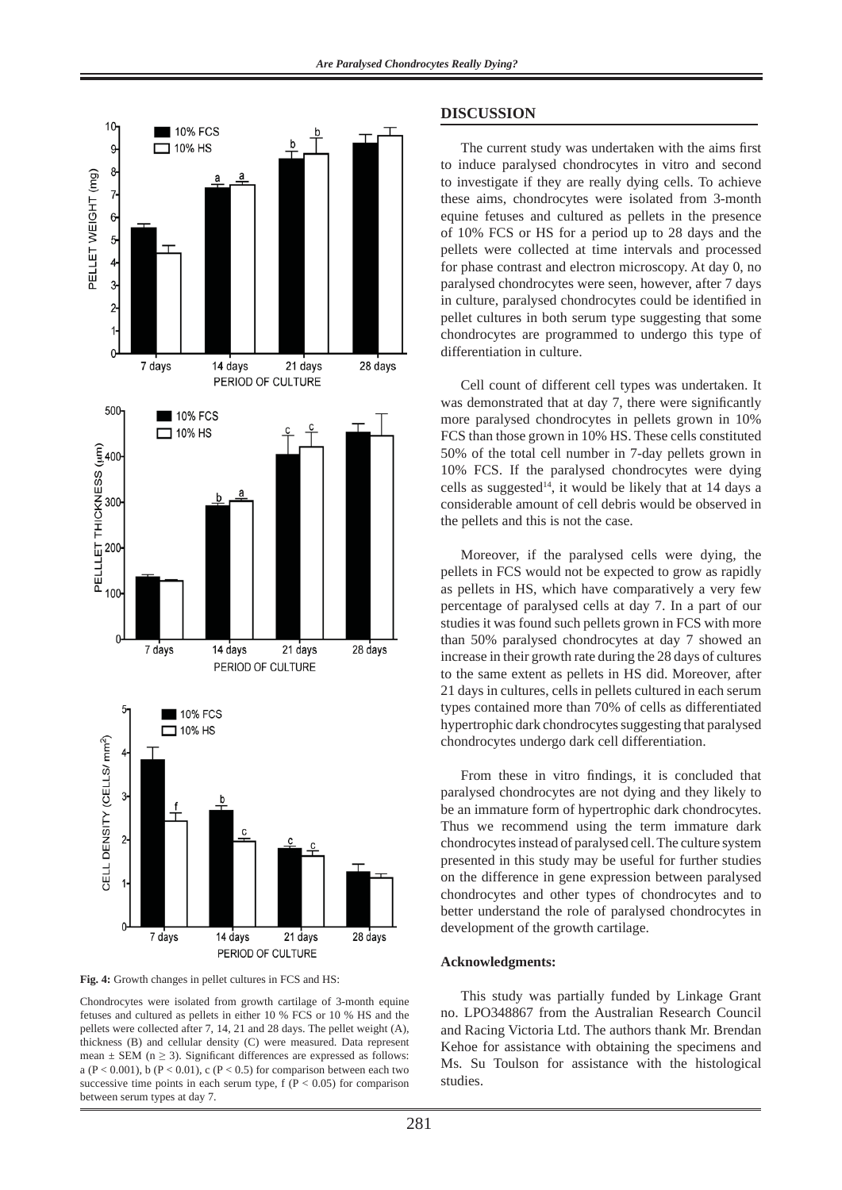Fig. 4: Growth changes in pellet cultures in FCS and HS:

Chondrocytes were isolated from growth cartilage of 3-month equine fetuses and cultured as pellets in either 10 % FCS or 10 % HS and the pellets were collected after 7, 14, 21 and 28 days. The pellet weight (A), thickness (B) and cellular density (C) were measured. Data represent mean ± SEM ($n \geq 3$). Significant differences are expressed as follows: a ($P < 0.001$), b ($P < 0.01$), c ($P < 0.5$) for comparison between each two successive time points in each serum type, f ($P < 0.05$) for comparison between serum types at day 7.

## DISCUSSION

The current study was undertaken with the aims first to induce paralysed chondrocytes in vitro and second to investigate if they are really dying cells. To achieve these aims, chondrocytes were isolated from 3-month equine fetuses and cultured as pellets in the presence of 10% FCS or HS for a period up to 28 days and the pellets were collected at time intervals and processed for phase contrast and electron microscopy. At day 0, no paralysed chondrocytes were seen, however, after 7 days in culture, paralysed chondrocytes could be identified in pellet cultures in both serum type suggesting that some chondrocytes are programmed to undergo this type of differentiation in culture.

Cell count of different cell types was undertaken. It was demonstrated that at day 7, there were significantly more paralysed chondrocytes in pellets grown in 10% FCS than those grown in 10% HS. These cells constituted 50% of the total cell number in 7-day pellets grown in 10% FCS. If the paralysed chondrocytes were dying cells as suggested[14], it would be likely that at 14 days a considerable amount of cell debris would be observed in the pellets and this is not the case.

Moreover, if the paralysed cells were dying, the pellets in FCS would not be expected to grow as rapidly as pellets in HS, which have comparatively a very few percentage of paralysed cells at day 7. In a part of our studies it was found such pellets grown in FCS with more than 50% paralysed chondrocytes at day 7 showed an increase in their growth rate during the 28 days of cultures to the same extent as pellets in HS did. Moreover, after 21 days in cultures, cells in pellets cultured in each serum types contained more than 70% of cells as differentiated hypertrophic dark chondrocytes suggesting that paralysed chondrocytes undergo dark cell differentiation.

From these in vitro findings, it is concluded that paralysed chondrocytes are not dying and they likely to be an immature form of hypertrophic dark chondrocytes. Thus we recommend using the term immature dark chondrocytes instead of paralysed cell. The culture system presented in this study may be useful for further studies on the difference in gene expression between paralysed chondrocytes and other types of chondrocytes and to better understand the role of paralysed chondrocytes in development of the growth cartilage.

### Acknowledgments:

This study was partially funded by Linkage Grant no. LPO348867 from the Australian Research Council and Racing Victoria Ltd. The authors thank Mr. Brendan Kehoe for assistance with obtaining the specimens and Ms. Su Toulson for assistance with the histological studies.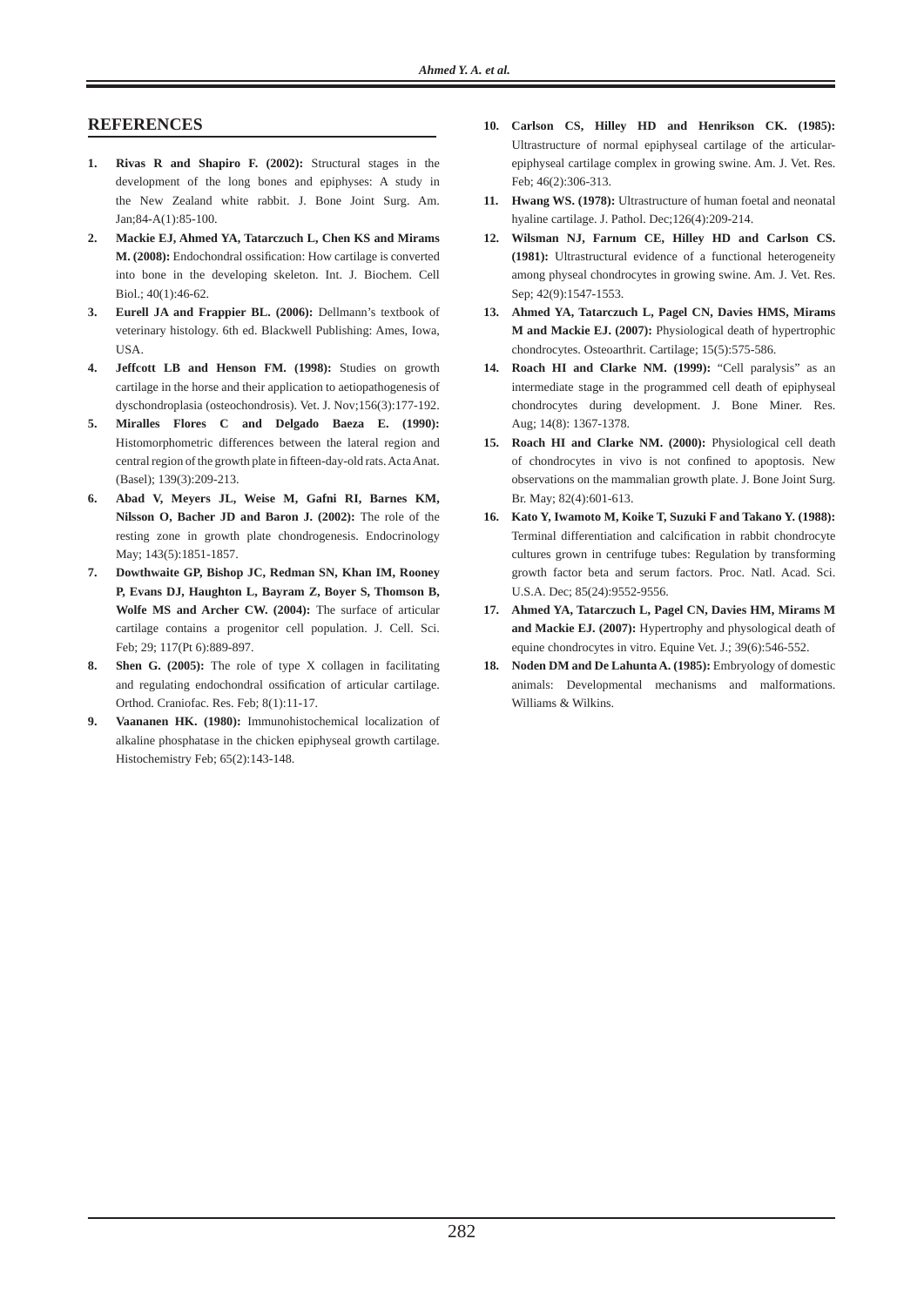## REFERENCES

1. **Rivas R and Shapiro F. (2002):** Structural stages in the development of the long bones and epiphyses: A study in the New Zealand white rabbit. J. Bone Joint Surg. Am. Jan;84-A(1):85-100.
2. **Mackie EJ, Ahmed YA, Tatarczuch L, Chen KS and Mirams M. (2008):** Endochondral ossification: How cartilage is converted into bone in the developing skeleton. Int. J. Biochem. Cell Biol.; 40(1):46-62.
3. **Eurell JA and Frappier BL. (2006):** Dellmann's textbook of veterinary histology. 6th ed. Blackwell Publishing: Ames, Iowa, USA.
4. **Jeffcott LB and Henson FM. (1998):** Studies on growth cartilage in the horse and their application to aetiopathogenesis of dyschondroplasia (osteochondrosis). Vet. J. Nov;156(3):177-192.
5. **Miralles Flores C and Delgado Baeza E. (1990):** Histomorphometric differences between the lateral region and central region of the growth plate in fifteen-day-old rats. Acta Anat. (Basel); 139(3):209-213.
6. **Abad V, Meyers JL, Weise M, Gafni RI, Barnes KM, Nilsson O, Bacher JD and Baron J. (2002):** The role of the resting zone in growth plate chondrogenesis. Endocrinology May; 143(5):1851-1857.
7. **Dowthwaite GP, Bishop JC, Redman SN, Khan IM, Rooney P, Evans DJ, Haughton L, Bayram Z, Boyer S, Thomson B, Wolfe MS and Archer CW. (2004):** The surface of articular cartilage contains a progenitor cell population. J. Cell. Sci. Feb; 29; 117(Pt 6):889-897.
8. **Shen G. (2005):** The role of type X collagen in facilitating and regulating endochondral ossification of articular cartilage. Orthod. Craniofac. Res. Feb; 8(1):11-17.
9. **Vaananen HK. (1980):** Immunohistochemical localization of alkaline phosphatase in the chicken epiphyseal growth cartilage. Histochemistry Feb; 65(2):143-148.
10. **Carlson CS, Hilley HD and Henrikson CK. (1985):** Ultrastructure of normal epiphyseal cartilage of the articular-epiphyseal cartilage complex in growing swine. Am. J. Vet. Res. Feb; 46(2):306-313.
11. **Hwang WS. (1978):** Ultrastructure of human foetal and neonatal hyaline cartilage. J. Pathol. Dec;126(4):209-214.
12. **Wilsman NJ, Farnum CE, Hilley HD and Carlson CS. (1981):** Ultrastructural evidence of a functional heterogeneity among physeal chondrocytes in growing swine. Am. J. Vet. Res. Sep; 42(9):1547-1553.
13. **Ahmed YA, Tatarczuch L, Pagel CN, Davies HMS, Mirams M and Mackie EJ. (2007):** Physiological death of hypertrophic chondrocytes. Osteoarthrit. Cartilage; 15(5):575-586.
14. **Roach HI and Clarke NM. (1999):** "Cell paralysis" as an intermediate stage in the programmed cell death of epiphyseal chondrocytes during development. J. Bone Miner. Res. Aug; 14(8): 1367-1378.
15. **Roach HI and Clarke NM. (2000):** Physiological cell death of chondrocytes in vivo is not confined to apoptosis. New observations on the mammalian growth plate. J. Bone Joint Surg. Br. May; 82(4):601-613.
16. **Kato Y, Iwamoto M, Koike T, Suzuki F and Takano Y. (1988):** Terminal differentiation and calcification in rabbit chondrocyte cultures grown in centrifuge tubes: Regulation by transforming growth factor beta and serum factors. Proc. Natl. Acad. Sci. U.S.A. Dec; 85(24):9552-9556.
17. **Ahmed YA, Tatarczuch L, Pagel CN, Davies HM, Mirams M and Mackie EJ. (2007):** Hypertrophy and physological death of equine chondrocytes in vitro. Equine Vet. J.; 39(6):546-552.
18. **Noden DM and De Lahunta A. (1985):** Embryology of domestic animals: Developmental mechanisms and malformations. Williams & Wilkins.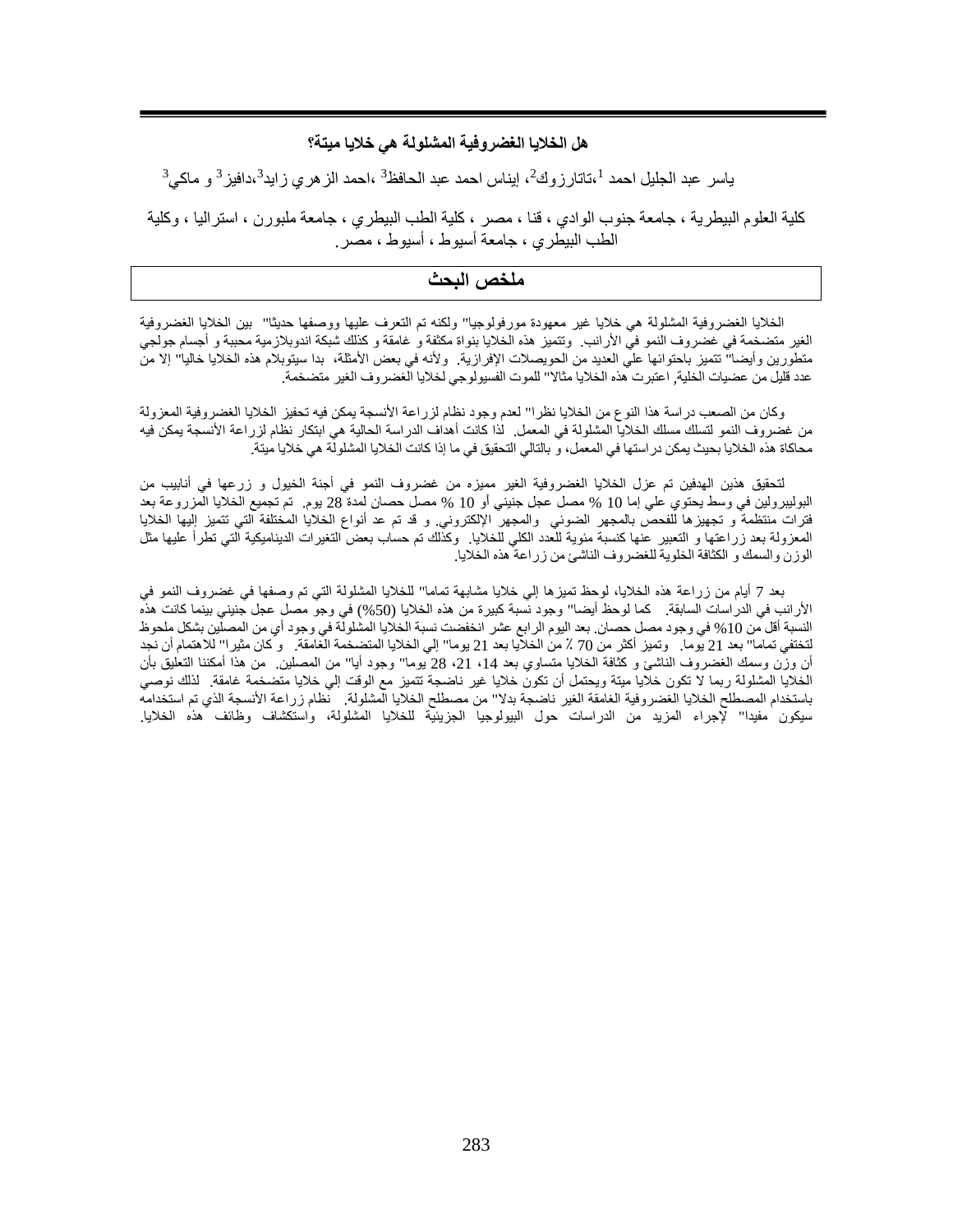## هل الخلايا الغضروفية المشلولة هي خلايا ميتة؟

ياسر عبد الجليل احمد [1]،تاتارزوك[2]، إيناس احمد عبد الحافظ[3] ،احمد الزهري زايد[3]،دافيز[3] و ماكي[3]

كلية العلوم البيطرية ، جامعة جنوب الوادي ، قنا ، مصر ، كلية الطب البيطري ، جامعة ملبورن ، استراليا ، وكلية الطب البيطري ، جامعة أسيوط ، أسيوط ، مصر.

## ملخص البحث

الخلايا الغضروفية المشلولة هي خلايا غير معهودة مورفولوجيا" ولكنه تم التعرف عليها ووصفها حديثا" بين الخلايا الغضروفية الغير متضخمة في غضروف النمو في الأرانب. وتتميز هذه الخلايا بنواة مكثفة و غامقة و كذلك شبكة اندوبلازمية محببة و أجسام جولجي متطورين وأيضا" تتميز باحتوائها علي العديد من الحويصلات الإفرازية. ولأنه في بعض الأمثلة، بدا سيتوبلام هذه الخلايا خاليا" إلا من عدد قليل من عضيات الخلية, اعتبرت هذه الخلايا مثالا" للموت الفسيولوجي لخلايا الغضروف الغير متضخمة.

وكان من الصعب دراسة هذا النوع من الخلايا نظرا" لعدم وجود نظام لزراعة الأنسجة يمكن فيه تحفيز الخلايا الغضروفية المعزولة من غضروف النمو لتسلك مسلك الخلايا المشلولة في المعمل. لذا كانت أهداف الدراسة الحالية هي ابتكار نظام لزراعة الأنسجة يمكن فيه محاكاة هذه الخلايا بحيث يمكن دراستها في المعمل، و بالتالي التحقيق في ما إذا كانت الخلايا المشلولة هي خلايا ميتة.

لتحقيق هذين الهدفين تم عزل الخلايا الغضروفية الغير مميزه من غضروف النمو في أجنة الخيول و زرعها في أنابيب من البوليبرولين في وسط يحتوي علي إما 10 % مصل عجل جنيني أو 10 % مصل حصان لمدة 28 يوم. تم تجميع الخلايا المزروعة بعد فترات منتظمة و تجهيزها للفحص بالمجهر الضوئي والمجهر الإلكتروني. و قد تم عد أنواع الخلايا المختلفة التي تتميز إليها الخلايا المعزولة بعد زراعتها و التعبير عنها كنسبة مئوية للعدد الكلي للخلايا. وكذلك تم حساب بعض التغيرات الديناميكية التي تطرأ عليها مثل الوزن والسمك و الكثافة الخلوية للغضروف الناشئ من زراعة هذه الخلايا.

بعد 7 أيام من زراعة هذه الخلايا، لوحظ تميزها إلي خلايا مشابهة تماما" للخلايا المشلولة التي تم وصفها في غضروف النمو في الأرانب في الدراسات السابقة. كما لوحظ أيضا" وجود نسبة كبيرة من هذه الخلايا (50%) في وجو مصل عجل جنيني بينما كانت هذه النسبة أقل من 10% في وجود مصل حصان. بعد اليوم الرابع عشر انخفضت نسبة الخلايا المشلولة في وجود أي من المصلين بشكل ملحوظ لتختفي تماما" بعد 21 يوما. وتميز أكثر من 70 ٪ من الخلايا بعد 21 يوما" إلي الخلايا المتضخمة الغامقة. و كان مثيرا" للاهتمام أن نجد أن وزن وسمك الغضروف الناشئ و كثافة الخلايا متساوي بعد 14، 21، 28 يوما" وجود أيا" من المصلين. من هذا أمكننا التعليق بأن الخلايا المشلولة ربما لا تكون خلايا ميتة ويحتمل أن تكون خلايا غير ناضجة تتميز مع الوقت إلي خلايا متضخمة غامقة. لذلك نوصي باستخدام المصطلح الخلايا الغضروفية الغامقة الغير ناضجة بدلا" من مصطلح الخلايا المشلولة. نظام زراعة الأنسجة الذي تم استخدامه سيكون مفيدا" لإجراء المزيد من الدراسات حول البيولوجيا الجزيئية للخلايا المشلولة، واستكشاف وظائف هذه الخلايا.